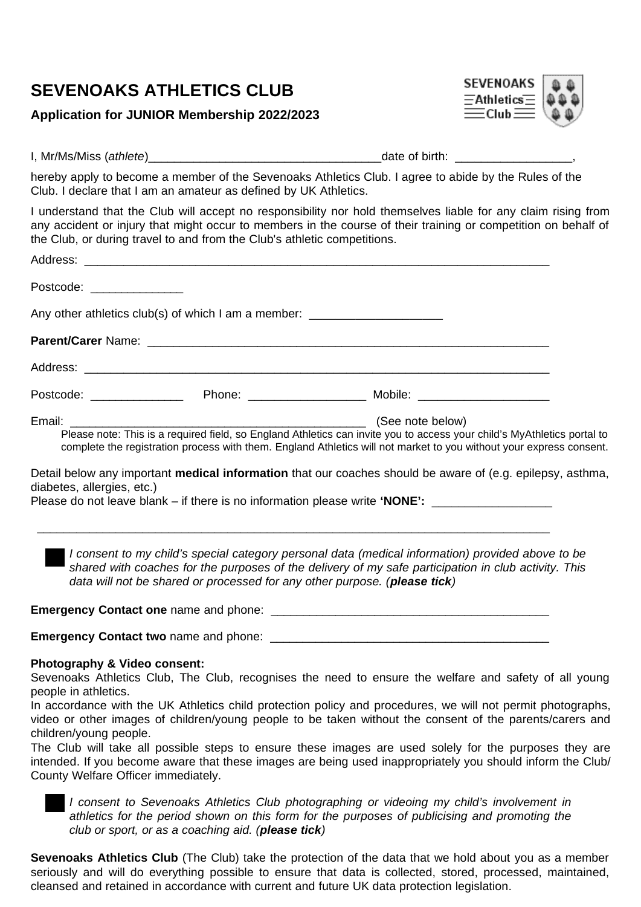# SEVENOAKS ATHLETICS CLUB

### Application for JUNIOR Membership 2022/2023

I, Mr/Ms/Miss (*athlete*)___________________________________date of birth: _________________,

hereby apply to become a member of the Sevenoaks Athletics Club. I agree to abide by the Rules of the Club. I declare that I am an amateur as defined by UK Athletics.

I understand that the Club will accept no responsibility nor hold themselves liable for any claim rising from any accident or injury that might occur to members in the course of their training or competition on behalf of the Club, or during travel to and from the Club's athletic competitions.

Address: ___________________________________________________________________________

Postcode: ______________

Any other athletics club(s) of which I am a member: ____________________

**Parent/Carer** Name: _____________________________________________________________

Address: ___________________________________________________________________________

Postcode: ______________ Phone: __________________ Mobile: ____________________

Email: ______________________________________________ (See note below)

Please note: This is a required field, so England Athletics can invite you to access your child's MyAthletics portal to complete the registration process with them. England Athletics will not market to you without your express consent.

Detail below any important **medical information** that our coaches should be aware of (e.g. epilepsy, asthma, diabetes, allergies, etc.)
Please do not leave blank – if there is no information please write **'NONE':** __________________

_____________________________________________________________________________

☐ *I consent to my child's special category personal data (medical information) provided above to be shared with coaches for the purposes of the delivery of my safe participation in club activity. This data will not be shared or processed for any other purpose. (**please tick**)*

**Emergency Contact one** name and phone: __________________________________________

**Emergency Contact two** name and phone: __________________________________________

**Photography & Video consent:**
Sevenoaks Athletics Club, The Club, recognises the need to ensure the welfare and safety of all young people in athletics.
In accordance with the UK Athletics child protection policy and procedures, we will not permit photographs, video or other images of children/young people to be taken without the consent of the parents/carers and children/young people.
The Club will take all possible steps to ensure these images are used solely for the purposes they are intended. If you become aware that these images are being used inappropriately you should inform the Club/ County Welfare Officer immediately.

☐ *I consent to Sevenoaks Athletics Club photographing or videoing my child's involvement in athletics for the period shown on this form for the purposes of publicising and promoting the club or sport, or as a coaching aid. (**please tick**)*

**Sevenoaks Athletics Club** (The Club) take the protection of the data that we hold about you as a member seriously and will do everything possible to ensure that data is collected, stored, processed, maintained, cleansed and retained in accordance with current and future UK data protection legislation.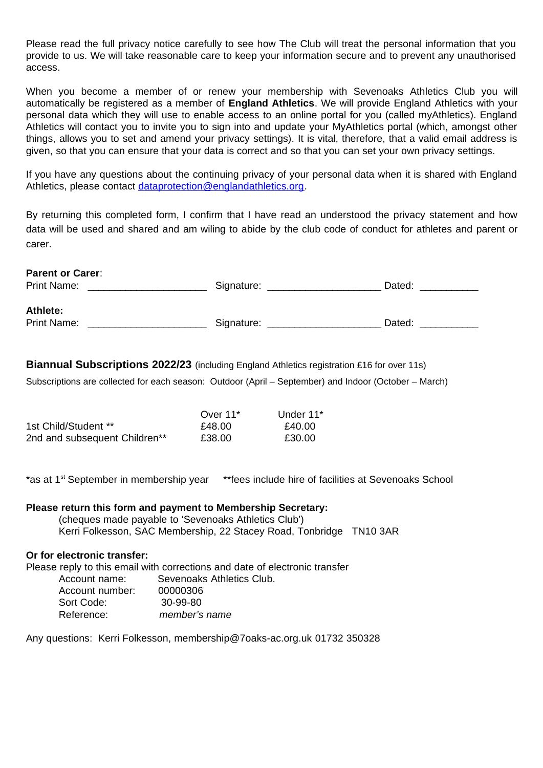Please read the full privacy notice carefully to see how The Club will treat the personal information that you provide to us. We will take reasonable care to keep your information secure and to prevent any unauthorised access.

When you become a member of or renew your membership with Sevenoaks Athletics Club you will automatically be registered as a member of **England Athletics**. We will provide England Athletics with your personal data which they will use to enable access to an online portal for you (called myAthletics). England Athletics will contact you to invite you to sign into and update your MyAthletics portal (which, amongst other things, allows you to set and amend your privacy settings). It is vital, therefore, that a valid email address is given, so that you can ensure that your data is correct and so that you can set your own privacy settings.

If you have any questions about the continuing privacy of your personal data when it is shared with England Athletics, please contact dataprotection@englandathletics.org.

By returning this completed form, I confirm that I have read an understood the privacy statement and how data will be used and shared and am wiling to abide by the club code of conduct for athletes and parent or carer.

**Parent or Carer**:
Print Name: ____________________ Signature: ___________________ Dated: __________

**Athlete:**
Print Name: ____________________ Signature: ___________________ Dated: __________

**Biannual Subscriptions 2022/23** (including England Athletics registration £16 for over 11s)

Subscriptions are collected for each season: Outdoor (April – September) and Indoor (October – March)

| | Over 11* | Under 11* |
|---|---|---|
| 1st Child/Student ** | £48.00 | £40.00 |
| 2nd and subsequent Children** | £38.00 | £30.00 |

*as at 1st September in membership year **fees include hire of facilities at Sevenoaks School

**Please return this form and payment to Membership Secretary:**
(cheques made payable to 'Sevenoaks Athletics Club')
Kerri Folkesson, SAC Membership, 22 Stacey Road, Tonbridge TN10 3AR

**Or for electronic transfer:**
Please reply to this email with corrections and date of electronic transfer

Account name: Sevenoaks Athletics Club.
Account number: 00000306
Sort Code: 30-99-80
Reference: *member's name*

Any questions: Kerri Folkesson, membership@7oaks-ac.org.uk 01732 350328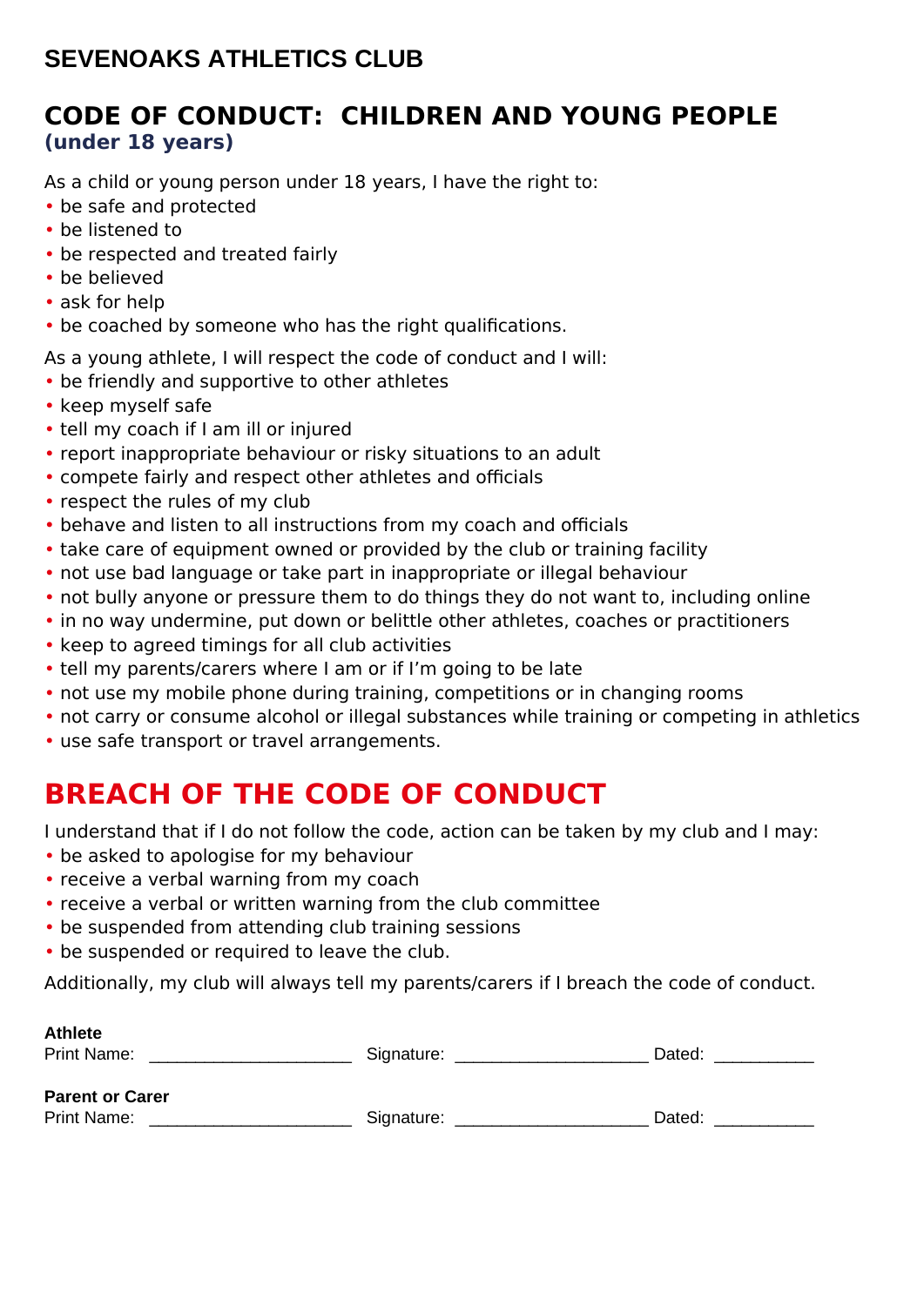## SEVENOAKS ATHLETICS CLUB

# CODE OF CONDUCT: CHILDREN AND YOUNG PEOPLE

**(under 18 years)**

As a child or young person under 18 years, I have the right to:

- be safe and protected
- be listened to
- be respected and treated fairly
- be believed
- ask for help
- be coached by someone who has the right qualifications.

As a young athlete, I will respect the code of conduct and I will:

- be friendly and supportive to other athletes
- keep myself safe
- tell my coach if I am ill or injured
- report inappropriate behaviour or risky situations to an adult
- compete fairly and respect other athletes and officials
- respect the rules of my club
- behave and listen to all instructions from my coach and officials
- take care of equipment owned or provided by the club or training facility
- not use bad language or take part in inappropriate or illegal behaviour
- not bully anyone or pressure them to do things they do not want to, including online
- in no way undermine, put down or belittle other athletes, coaches or practitioners
- keep to agreed timings for all club activities
- tell my parents/carers where I am or if I'm going to be late
- not use my mobile phone during training, competitions or in changing rooms
- not carry or consume alcohol or illegal substances while training or competing in athletics
- use safe transport or travel arrangements.

# BREACH OF THE CODE OF CONDUCT

I understand that if I do not follow the code, action can be taken by my club and I may:

- be asked to apologise for my behaviour
- receive a verbal warning from my coach
- receive a verbal or written warning from the club committee
- be suspended from attending club training sessions
- be suspended or required to leave the club.

Additionally, my club will always tell my parents/carers if I breach the code of conduct.

**Athlete**

Print Name: _____________________ Signature: ____________________ Dated: __________

**Parent or Carer**

Print Name: _____________________ Signature: ____________________ Dated: __________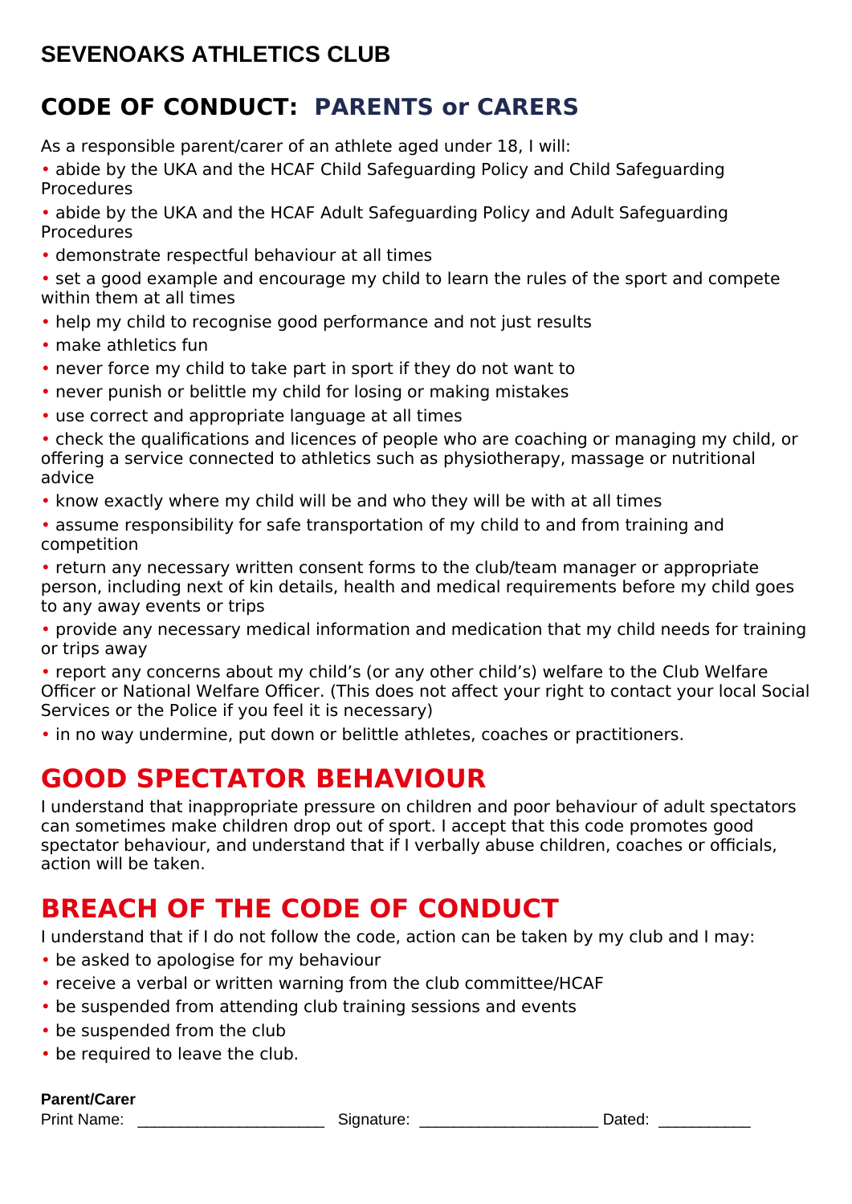## SEVENOAKS ATHLETICS CLUB

# CODE OF CONDUCT: PARENTS or CARERS

As a responsible parent/carer of an athlete aged under 18, I will:

- abide by the UKA and the HCAF Child Safeguarding Policy and Child Safeguarding Procedures
- abide by the UKA and the HCAF Adult Safeguarding Policy and Adult Safeguarding Procedures
- demonstrate respectful behaviour at all times
- set a good example and encourage my child to learn the rules of the sport and compete within them at all times
- help my child to recognise good performance and not just results
- make athletics fun
- never force my child to take part in sport if they do not want to
- never punish or belittle my child for losing or making mistakes
- use correct and appropriate language at all times
- check the qualifications and licences of people who are coaching or managing my child, or offering a service connected to athletics such as physiotherapy, massage or nutritional advice
- know exactly where my child will be and who they will be with at all times
- assume responsibility for safe transportation of my child to and from training and competition
- return any necessary written consent forms to the club/team manager or appropriate person, including next of kin details, health and medical requirements before my child goes to any away events or trips
- provide any necessary medical information and medication that my child needs for training or trips away
- report any concerns about my child's (or any other child's) welfare to the Club Welfare Officer or National Welfare Officer. (This does not affect your right to contact your local Social Services or the Police if you feel it is necessary)
- in no way undermine, put down or belittle athletes, coaches or practitioners.

# GOOD SPECTATOR BEHAVIOUR

I understand that inappropriate pressure on children and poor behaviour of adult spectators can sometimes make children drop out of sport. I accept that this code promotes good spectator behaviour, and understand that if I verbally abuse children, coaches or officials, action will be taken.

# BREACH OF THE CODE OF CONDUCT

I understand that if I do not follow the code, action can be taken by my club and I may:

- be asked to apologise for my behaviour
- receive a verbal or written warning from the club committee/HCAF
- be suspended from attending club training sessions and events
- be suspended from the club
- be required to leave the club.

**Parent/Carer**

Print Name: ______________________ Signature: _____________________ Dated: ___________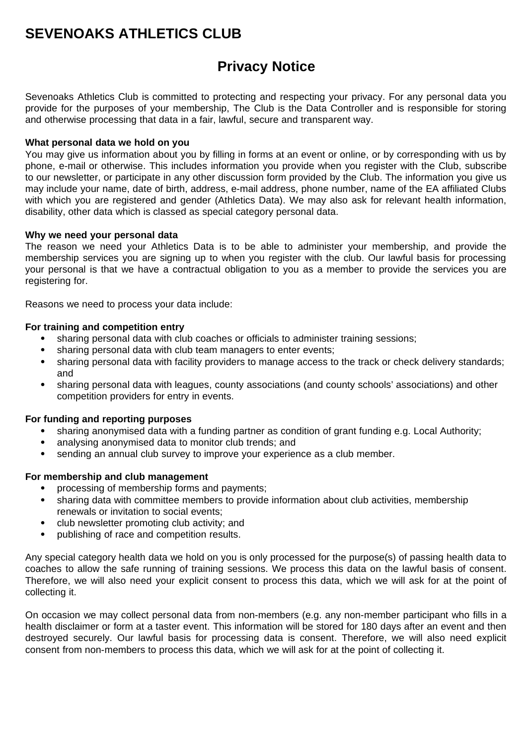# SEVENOAKS ATHLETICS CLUB

## Privacy Notice

Sevenoaks Athletics Club is committed to protecting and respecting your privacy. For any personal data you provide for the purposes of your membership, The Club is the Data Controller and is responsible for storing and otherwise processing that data in a fair, lawful, secure and transparent way.

**What personal data we hold on you**

You may give us information about you by filling in forms at an event or online, or by corresponding with us by phone, e-mail or otherwise. This includes information you provide when you register with the Club, subscribe to our newsletter, or participate in any other discussion form provided by the Club. The information you give us may include your name, date of birth, address, e-mail address, phone number, name of the EA affiliated Clubs with which you are registered and gender (Athletics Data). We may also ask for relevant health information, disability, other data which is classed as special category personal data.

**Why we need your personal data**

The reason we need your Athletics Data is to be able to administer your membership, and provide the membership services you are signing up to when you register with the club. Our lawful basis for processing your personal is that we have a contractual obligation to you as a member to provide the services you are registering for.

Reasons we need to process your data include:

**For training and competition entry**

- sharing personal data with club coaches or officials to administer training sessions;
- sharing personal data with club team managers to enter events;
- sharing personal data with facility providers to manage access to the track or check delivery standards; and
- sharing personal data with leagues, county associations (and county schools' associations) and other competition providers for entry in events.

**For funding and reporting purposes**

- sharing anonymised data with a funding partner as condition of grant funding e.g. Local Authority;
- analysing anonymised data to monitor club trends; and
- sending an annual club survey to improve your experience as a club member.

**For membership and club management**

- processing of membership forms and payments;
- sharing data with committee members to provide information about club activities, membership renewals or invitation to social events;
- club newsletter promoting club activity; and
- publishing of race and competition results.

Any special category health data we hold on you is only processed for the purpose(s) of passing health data to coaches to allow the safe running of training sessions. We process this data on the lawful basis of consent. Therefore, we will also need your explicit consent to process this data, which we will ask for at the point of collecting it.

On occasion we may collect personal data from non-members (e.g. any non-member participant who fills in a health disclaimer or form at a taster event. This information will be stored for 180 days after an event and then destroyed securely. Our lawful basis for processing data is consent. Therefore, we will also need explicit consent from non-members to process this data, which we will ask for at the point of collecting it.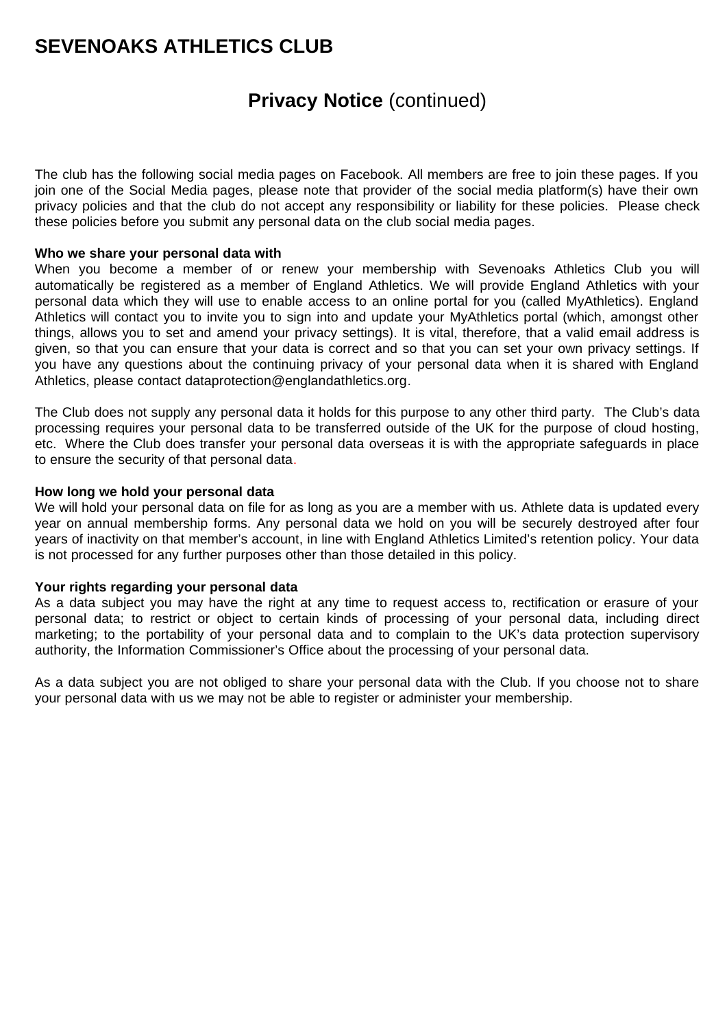# SEVENOAKS ATHLETICS CLUB

## **Privacy Notice** (continued)

The club has the following social media pages on Facebook. All members are free to join these pages. If you join one of the Social Media pages, please note that provider of the social media platform(s) have their own privacy policies and that the club do not accept any responsibility or liability for these policies. Please check these policies before you submit any personal data on the club social media pages.

**Who we share your personal data with**

When you become a member of or renew your membership with Sevenoaks Athletics Club you will automatically be registered as a member of England Athletics. We will provide England Athletics with your personal data which they will use to enable access to an online portal for you (called MyAthletics). England Athletics will contact you to invite you to sign into and update your MyAthletics portal (which, amongst other things, allows you to set and amend your privacy settings). It is vital, therefore, that a valid email address is given, so that you can ensure that your data is correct and so that you can set your own privacy settings. If you have any questions about the continuing privacy of your personal data when it is shared with England Athletics, please contact dataprotection@englandathletics.org.

The Club does not supply any personal data it holds for this purpose to any other third party. The Club's data processing requires your personal data to be transferred outside of the UK for the purpose of cloud hosting, etc. Where the Club does transfer your personal data overseas it is with the appropriate safeguards in place to ensure the security of that personal data.

**How long we hold your personal data**

We will hold your personal data on file for as long as you are a member with us. Athlete data is updated every year on annual membership forms. Any personal data we hold on you will be securely destroyed after four years of inactivity on that member's account, in line with England Athletics Limited's retention policy. Your data is not processed for any further purposes other than those detailed in this policy.

**Your rights regarding your personal data**

As a data subject you may have the right at any time to request access to, rectification or erasure of your personal data; to restrict or object to certain kinds of processing of your personal data, including direct marketing; to the portability of your personal data and to complain to the UK's data protection supervisory authority, the Information Commissioner's Office about the processing of your personal data.

As a data subject you are not obliged to share your personal data with the Club. If you choose not to share your personal data with us we may not be able to register or administer your membership.